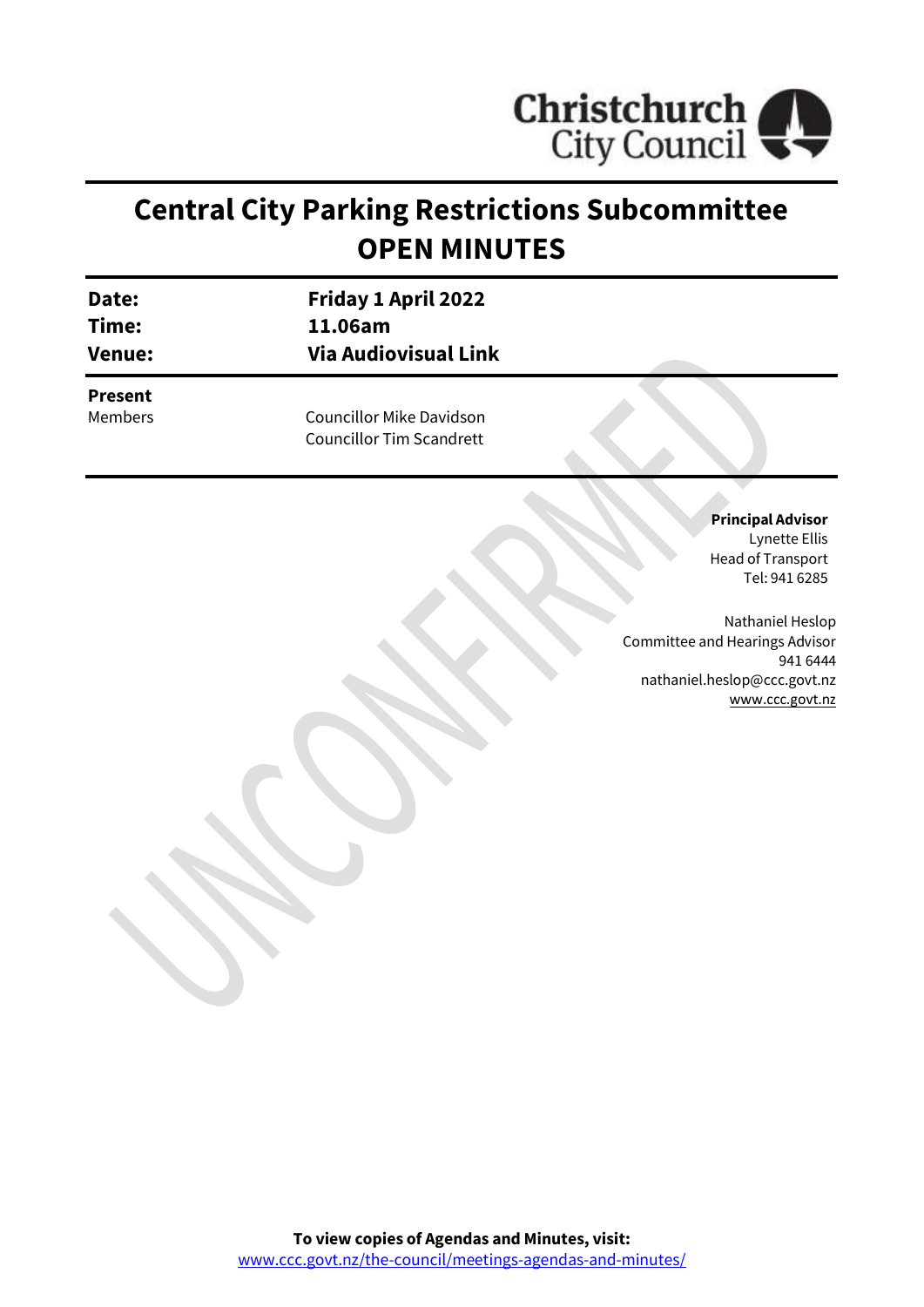Christchurch City Council

# Central City Parking Restrictions Subcommittee OPEN MINUTES

| | |
|---|---|
| **Date:** | **Friday 1 April 2022** |
| **Time:** | **11.06am** |
| **Venue:** | **Via Audiovisual Link** |

**Present**

Members

Councillor Mike Davidson
Councillor Tim Scandrett

UNCONFIRMED

**Principal Advisor**
Lynette Ellis
Head of Transport
Tel: 941 6285

Nathaniel Heslop
Committee and Hearings Advisor
941 6444
nathaniel.heslop@ccc.govt.nz
www.ccc.govt.nz

**To view copies of Agendas and Minutes, visit:**
www.ccc.govt.nz/the-council/meetings-agendas-and-minutes/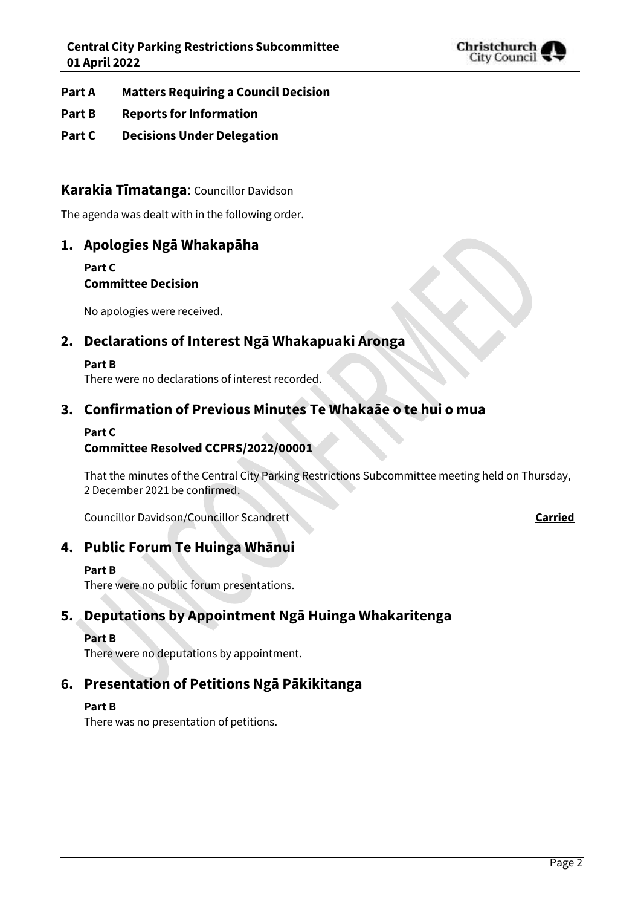**Part A Matters Requiring a Council Decision**

**Part B Reports for Information**

**Part C Decisions Under Delegation**

---

## Karakia Tīmatanga: Councillor Davidson

The agenda was dealt with in the following order.

## 1. Apologies Ngā Whakapāha

**Part C**
**Committee Decision**

No apologies were received.

## 2. Declarations of Interest Ngā Whakapuaki Aronga

**Part B**
There were no declarations of interest recorded.

## 3. Confirmation of Previous Minutes Te Whakaāe o te hui o mua

**Part C**
**Committee Resolved CCPRS/2022/00001**

That the minutes of the Central City Parking Restrictions Subcommittee meeting held on Thursday, 2 December 2021 be confirmed.

Councillor Davidson/Councillor Scandrett **Carried**

## 4. Public Forum Te Huinga Whānui

**Part B**
There were no public forum presentations.

## 5. Deputations by Appointment Ngā Huinga Whakaritenga

**Part B**
There were no deputations by appointment.

## 6. Presentation of Petitions Ngā Pākikitanga

**Part B**
There was no presentation of petitions.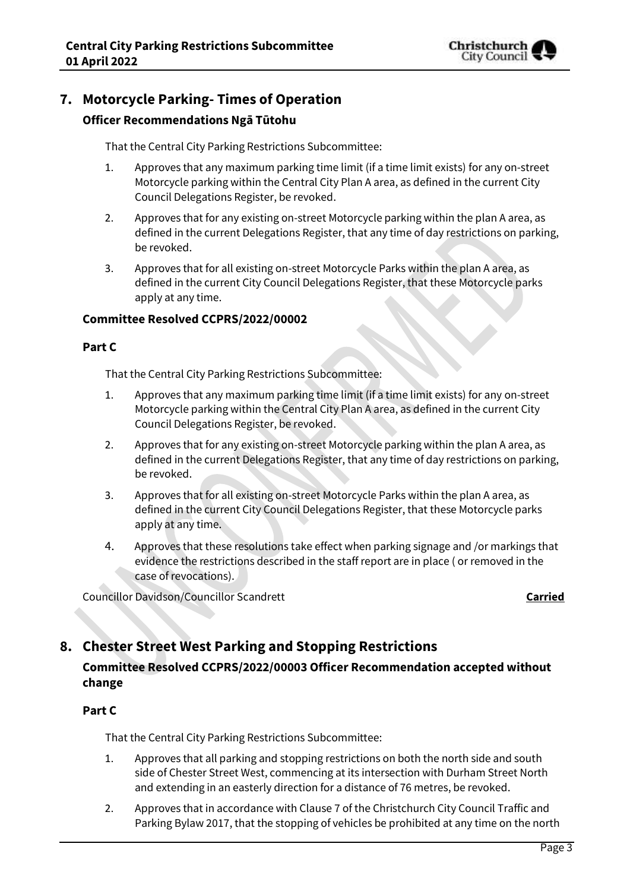## 7. Motorcycle Parking- Times of Operation

### Officer Recommendations Ngā Tūtohu

That the Central City Parking Restrictions Subcommittee:

1. Approves that any maximum parking time limit (if a time limit exists) for any on-street Motorcycle parking within the Central City Plan A area, as defined in the current City Council Delegations Register, be revoked.
2. Approves that for any existing on-street Motorcycle parking within the plan A area, as defined in the current Delegations Register, that any time of day restrictions on parking, be revoked.
3. Approves that for all existing on-street Motorcycle Parks within the plan A area, as defined in the current City Council Delegations Register, that these Motorcycle parks apply at any time.

### Committee Resolved CCPRS/2022/00002

#### Part C

That the Central City Parking Restrictions Subcommittee:

1. Approves that any maximum parking time limit (if a time limit exists) for any on-street Motorcycle parking within the Central City Plan A area, as defined in the current City Council Delegations Register, be revoked.
2. Approves that for any existing on-street Motorcycle parking within the plan A area, as defined in the current Delegations Register, that any time of day restrictions on parking, be revoked.
3. Approves that for all existing on-street Motorcycle Parks within the plan A area, as defined in the current City Council Delegations Register, that these Motorcycle parks apply at any time.
4. Approves that these resolutions take effect when parking signage and /or markings that evidence the restrictions described in the staff report are in place ( or removed in the case of revocations).

Councillor Davidson/Councillor Scandrett **Carried**

## 8. Chester Street West Parking and Stopping Restrictions

### Committee Resolved CCPRS/2022/00003 Officer Recommendation accepted without change

#### Part C

That the Central City Parking Restrictions Subcommittee:

1. Approves that all parking and stopping restrictions on both the north side and south side of Chester Street West, commencing at its intersection with Durham Street North and extending in an easterly direction for a distance of 76 metres, be revoked.
2. Approves that in accordance with Clause 7 of the Christchurch City Council Traffic and Parking Bylaw 2017, that the stopping of vehicles be prohibited at any time on the north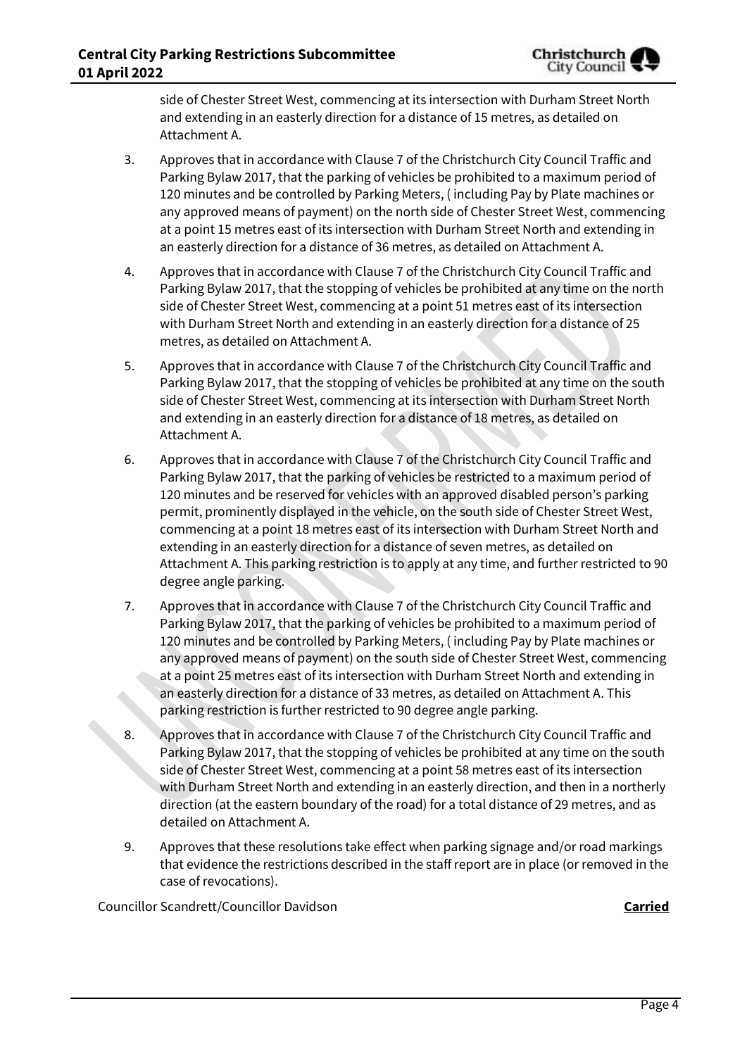side of Chester Street West, commencing at its intersection with Durham Street North and extending in an easterly direction for a distance of 15 metres, as detailed on Attachment A.

3. Approves that in accordance with Clause 7 of the Christchurch City Council Traffic and Parking Bylaw 2017, that the parking of vehicles be prohibited to a maximum period of 120 minutes and be controlled by Parking Meters, ( including Pay by Plate machines or any approved means of payment) on the north side of Chester Street West, commencing at a point 15 metres east of its intersection with Durham Street North and extending in an easterly direction for a distance of 36 metres, as detailed on Attachment A.

4. Approves that in accordance with Clause 7 of the Christchurch City Council Traffic and Parking Bylaw 2017, that the stopping of vehicles be prohibited at any time on the north side of Chester Street West, commencing at a point 51 metres east of its intersection with Durham Street North and extending in an easterly direction for a distance of 25 metres, as detailed on Attachment A.

5. Approves that in accordance with Clause 7 of the Christchurch City Council Traffic and Parking Bylaw 2017, that the stopping of vehicles be prohibited at any time on the south side of Chester Street West, commencing at its intersection with Durham Street North and extending in an easterly direction for a distance of 18 metres, as detailed on Attachment A.

6. Approves that in accordance with Clause 7 of the Christchurch City Council Traffic and Parking Bylaw 2017, that the parking of vehicles be restricted to a maximum period of 120 minutes and be reserved for vehicles with an approved disabled person's parking permit, prominently displayed in the vehicle, on the south side of Chester Street West, commencing at a point 18 metres east of its intersection with Durham Street North and extending in an easterly direction for a distance of seven metres, as detailed on Attachment A. This parking restriction is to apply at any time, and further restricted to 90 degree angle parking.

7. Approves that in accordance with Clause 7 of the Christchurch City Council Traffic and Parking Bylaw 2017, that the parking of vehicles be prohibited to a maximum period of 120 minutes and be controlled by Parking Meters, ( including Pay by Plate machines or any approved means of payment) on the south side of Chester Street West, commencing at a point 25 metres east of its intersection with Durham Street North and extending in an easterly direction for a distance of 33 metres, as detailed on Attachment A. This parking restriction is further restricted to 90 degree angle parking.

8. Approves that in accordance with Clause 7 of the Christchurch City Council Traffic and Parking Bylaw 2017, that the stopping of vehicles be prohibited at any time on the south side of Chester Street West, commencing at a point 58 metres east of its intersection with Durham Street North and extending in an easterly direction, and then in a northerly direction (at the eastern boundary of the road) for a total distance of 29 metres, and as detailed on Attachment A.

9. Approves that these resolutions take effect when parking signage and/or road markings that evidence the restrictions described in the staff report are in place (or removed in the case of revocations).

Councillor Scandrett/Councillor Davidson **Carried**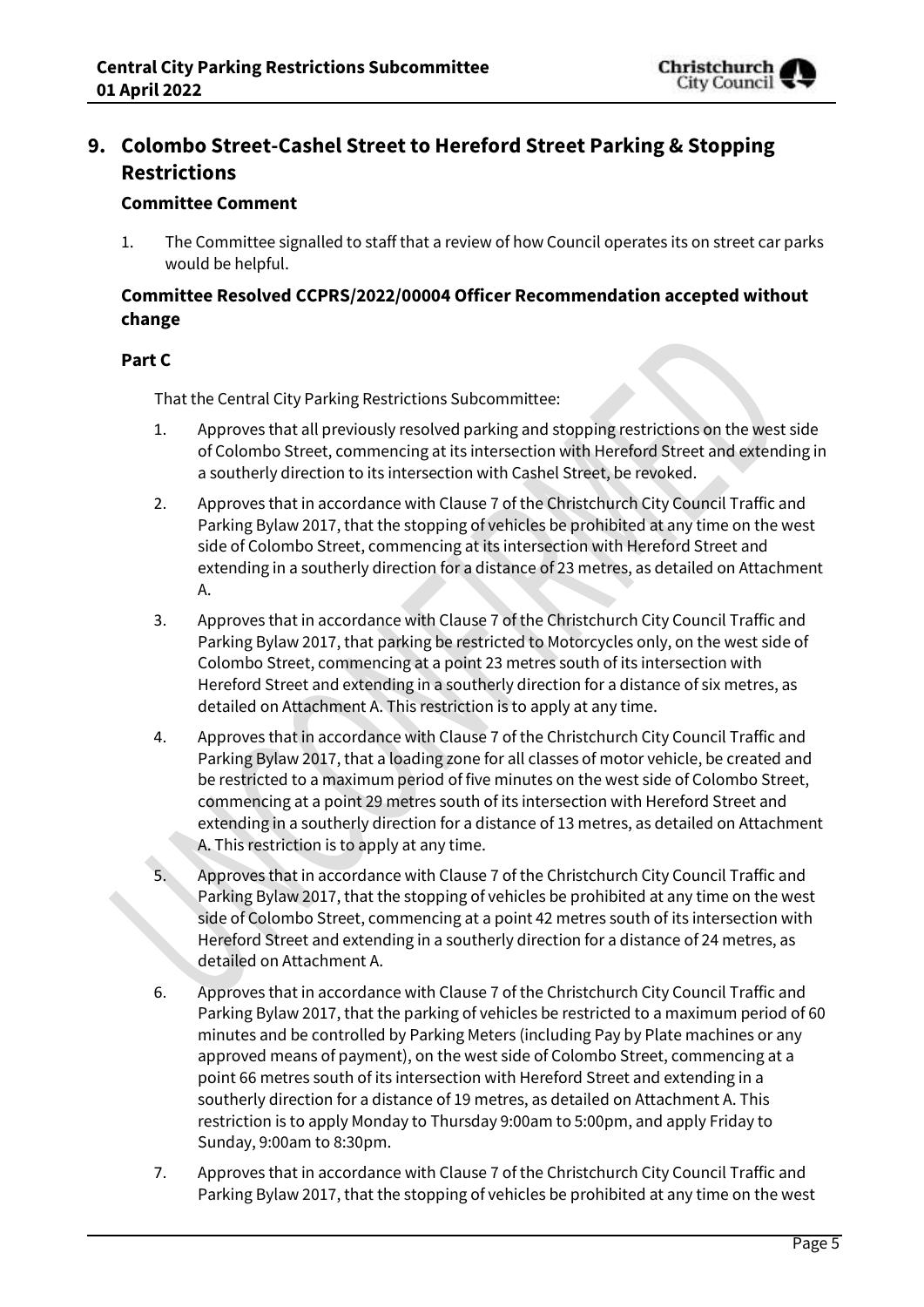## 9. Colombo Street-Cashel Street to Hereford Street Parking & Stopping Restrictions

### Committee Comment

1. The Committee signalled to staff that a review of how Council operates its on street car parks would be helpful.

### Committee Resolved CCPRS/2022/00004 Officer Recommendation accepted without change

### Part C

That the Central City Parking Restrictions Subcommittee:

1. Approves that all previously resolved parking and stopping restrictions on the west side of Colombo Street, commencing at its intersection with Hereford Street and extending in a southerly direction to its intersection with Cashel Street, be revoked.
2. Approves that in accordance with Clause 7 of the Christchurch City Council Traffic and Parking Bylaw 2017, that the stopping of vehicles be prohibited at any time on the west side of Colombo Street, commencing at its intersection with Hereford Street and extending in a southerly direction for a distance of 23 metres, as detailed on Attachment A.
3. Approves that in accordance with Clause 7 of the Christchurch City Council Traffic and Parking Bylaw 2017, that parking be restricted to Motorcycles only, on the west side of Colombo Street, commencing at a point 23 metres south of its intersection with Hereford Street and extending in a southerly direction for a distance of six metres, as detailed on Attachment A. This restriction is to apply at any time.
4. Approves that in accordance with Clause 7 of the Christchurch City Council Traffic and Parking Bylaw 2017, that a loading zone for all classes of motor vehicle, be created and be restricted to a maximum period of five minutes on the west side of Colombo Street, commencing at a point 29 metres south of its intersection with Hereford Street and extending in a southerly direction for a distance of 13 metres, as detailed on Attachment A. This restriction is to apply at any time.
5. Approves that in accordance with Clause 7 of the Christchurch City Council Traffic and Parking Bylaw 2017, that the stopping of vehicles be prohibited at any time on the west side of Colombo Street, commencing at a point 42 metres south of its intersection with Hereford Street and extending in a southerly direction for a distance of 24 metres, as detailed on Attachment A.
6. Approves that in accordance with Clause 7 of the Christchurch City Council Traffic and Parking Bylaw 2017, that the parking of vehicles be restricted to a maximum period of 60 minutes and be controlled by Parking Meters (including Pay by Plate machines or any approved means of payment), on the west side of Colombo Street, commencing at a point 66 metres south of its intersection with Hereford Street and extending in a southerly direction for a distance of 19 metres, as detailed on Attachment A. This restriction is to apply Monday to Thursday 9:00am to 5:00pm, and apply Friday to Sunday, 9:00am to 8:30pm.
7. Approves that in accordance with Clause 7 of the Christchurch City Council Traffic and Parking Bylaw 2017, that the stopping of vehicles be prohibited at any time on the west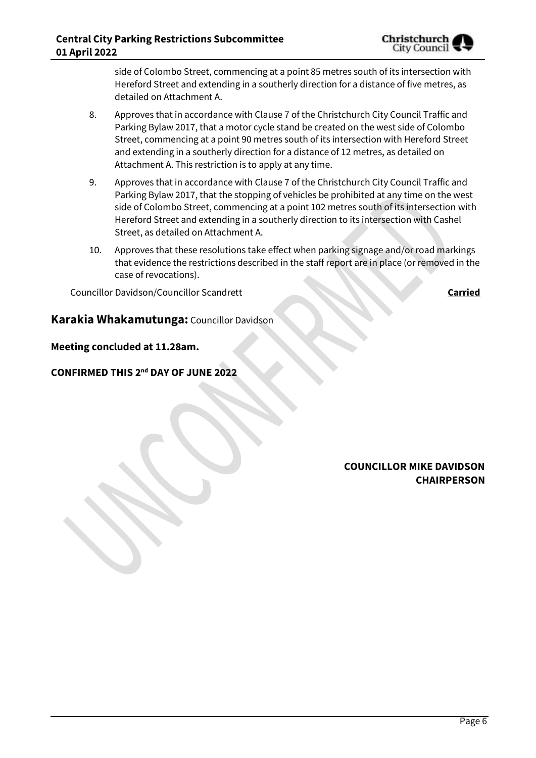side of Colombo Street, commencing at a point 85 metres south of its intersection with Hereford Street and extending in a southerly direction for a distance of five metres, as detailed on Attachment A.

8. Approves that in accordance with Clause 7 of the Christchurch City Council Traffic and Parking Bylaw 2017, that a motor cycle stand be created on the west side of Colombo Street, commencing at a point 90 metres south of its intersection with Hereford Street and extending in a southerly direction for a distance of 12 metres, as detailed on Attachment A. This restriction is to apply at any time.

9. Approves that in accordance with Clause 7 of the Christchurch City Council Traffic and Parking Bylaw 2017, that the stopping of vehicles be prohibited at any time on the west side of Colombo Street, commencing at a point 102 metres south of its intersection with Hereford Street and extending in a southerly direction to its intersection with Cashel Street, as detailed on Attachment A.

10. Approves that these resolutions take effect when parking signage and/or road markings that evidence the restrictions described in the staff report are in place (or removed in the case of revocations).

Councillor Davidson/Councillor Scandrett **Carried**

## Karakia Whakamutunga: Councillor Davidson

**Meeting concluded at 11.28am.**

**CONFIRMED THIS 2nd DAY OF JUNE 2022**

**COUNCILLOR MIKE DAVIDSON**
**CHAIRPERSON**